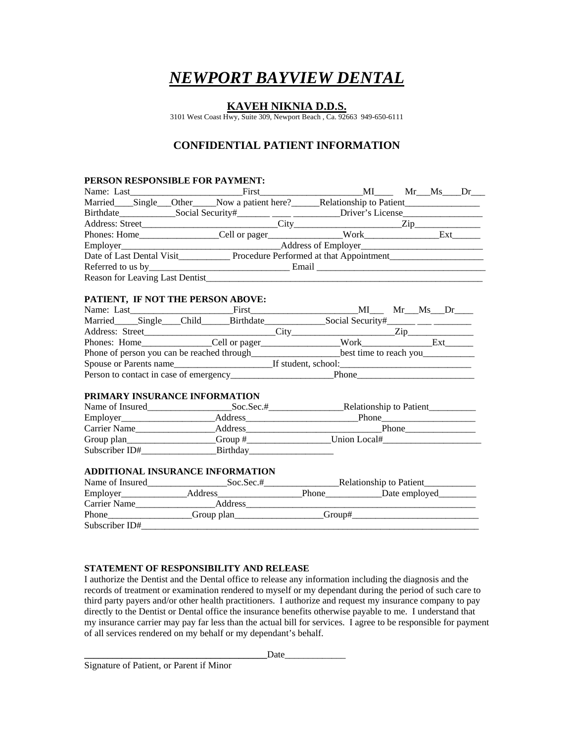# *NEWPORT BAYVIEW DENTAL*

## KAVEH NIKNIA D.D.S.

3101 West Coast Hwy, Suite 309, Newport Beach , Ca. 92663 949-650-6111

## CONFIDENTIAL PATIENT INFORMATION

**PERSON RESPONSIBLE FOR PAYMENT:**

Name: Last________________________First______________________MI____ Mr___Ms____Dr___

Married____Single___Other_____Now a patient here?______Relationship to Patient________________

Birthdate____________Social Security#_______ ____ __________Driver's License_________________

Address: Street_____________________________City_______________________Zip______________

Phones: Home_________________Cell or pager_______________Work________________Ext______

Employer__________________________________Address of Employer__________________________

Date of Last Dental Visit___________ Procedure Performed at that Appointment____________________

Referred to us by______________________________ Email ____________________________________

Reason for Leaving Last Dentist_____________________________________________________________

**PATIENT, IF NOT THE PERSON ABOVE:**

Name: Last______________________First_______________________MI___ Mr___Ms___Dr____

Married_____Single____Child______Birthdate_____________Social Security#______ ___ ________

Address: Street____________________________City______________________Zip______________

Phones: Home_______________Cell or pager_________________Work_______________Ext______

Phone of person you can be reached through___________________best time to reach you___________

Spouse or Parents name_____________________If student, school:____________________________

Person to contact in case of emergency______________________Phone_________________________

**PRIMARY INSURANCE INFORMATION**

Name of Insured__________________Soc.Sec.#________________Relationship to Patient__________

Employer___________________Address________________________Phone____________________

Carrier Name__________________Address____________________________Phone_______________

Group plan___________________Group #__________________Union Local#______________________

Subscriber ID#________________Birthday__________________

**ADDITIONAL INSURANCE INFORMATION**

Name of Insured_________________Soc.Sec.#________________Relationship to Patient___________

Employer______________Address__________________Phone____________Date employed________

Carrier Name_________________Address_____________________________________________________

Phone_________________Group plan___________________Group#___________________________

Subscriber ID#_____________________________________________________________________________

**STATEMENT OF RESPONSIBILITY AND RELEASE**

I authorize the Dentist and the Dental office to release any information including the diagnosis and the records of treatment or examination rendered to myself or my dependant during the period of such care to third party payers and/or other health practitioners. I authorize and request my insurance company to pay directly to the Dentist or Dental office the insurance benefits otherwise payable to me. I understand that my insurance carrier may pay far less than the actual bill for services. I agree to be responsible for payment of all services rendered on my behalf or my dependant's behalf.

______________________________________Date_____________

Signature of Patient, or Parent if Minor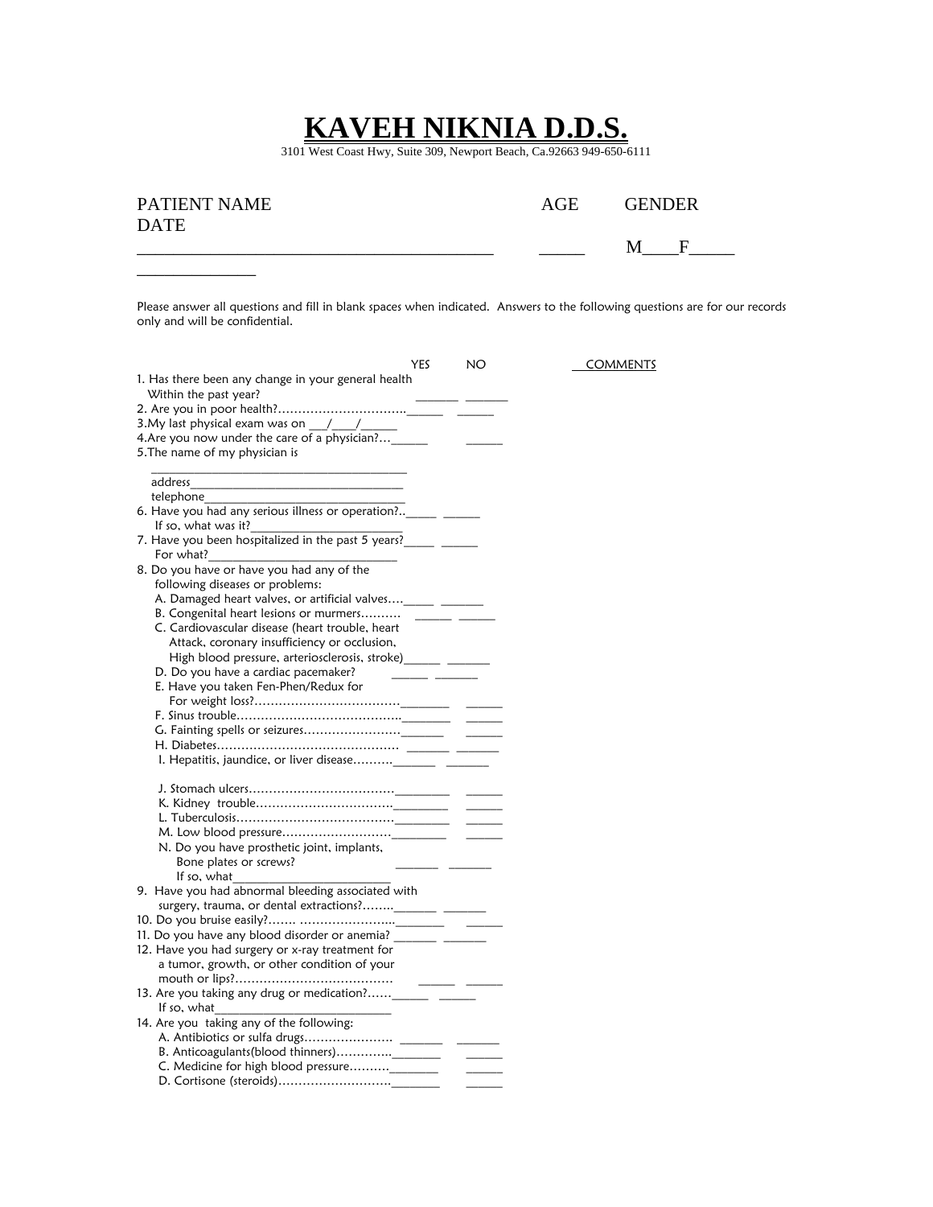# KAVEH NIKNIA D.D.S.

3101 West Coast Hwy, Suite 309, Newport Beach, Ca.92663 949-650-6111

PATIENT NAME AGE GENDER DATE

_____________________________________________ _____ M____F_____ _______________

Please answer all questions and fill in blank spaces when indicated. Answers to the following questions are for our records only and will be confidential.

| | YES | NO | COMMENTS |
|---|---|---|---|
| 1. Has there been any change in your general health Within the past year? | _______ | _______ | |
| 2. Are you in poor health?………………………….. | ______ | ______ | |
| 3.My last physical exam was on ___/____/______ | | | |
| 4.Are you now under the care of a physician?… | ______ | ______ | |
| 5.The name of my physician is ________________________________________ | | | |
| address_________________________________ | | | |
| telephone_______________________________ | | | |
| 6. Have you had any serious illness or operation?.. | _____ | ______ | |
| If so, what was it?_______________________ | | | |
| 7. Have you been hospitalized in the past 5 years? | _____ | ______ | |
| For what?_____________________________ | | | |
| 8. Do you have or have you had any of the following diseases or problems: | | | |
| A. Damaged heart valves, or artificial valves…. | _____ | _______ | |
| B. Congenital heart lesions or murmers………. | ______ | ______ | |
| C. Cardiovascular disease (heart trouble, heart Attack, coronary insufficiency or occlusion, High blood pressure, arteriosclerosis, stroke) | ______ | _______ | |
| D. Do you have a cardiac pacemaker? | ______ | _______ | |
| E. Have you taken Fen-Phen/Redux for For weight loss?……………………………… | ________ | ______ | |
| F. Sinus trouble………………………………….. | ________ | ______ | |
| G. Fainting spells or seizures…………………… | _______ | ______ | |
| H. Diabetes……………………………………… | ______ | _______ | |
| I. Hepatitis, jaundice, or liver disease………. | _______ | _______ | |
| J. Stomach ulcers……………………………… | _________ | ______ | |
| K. Kidney trouble……………………………. | _________ | ______ | |
| L. Tuberculosis………………………………… | _________ | ______ | |
| M. Low blood pressure……………………… | _________ | ______ | |
| N. Do you have prosthetic joint, implants, Bone plates or screws? | _______ | _______ | |
| If so, what________________________ | | | |
| 9. Have you had abnormal bleeding associated with surgery, trauma, or dental extractions?…….. | _______ | _______ | |
| 10. Do you bruise easily?……. ………………….. | ________ | ______ | |
| 11. Do you have any blood disorder or anemia? | _______ | _______ | |
| 12. Have you had surgery or x-ray treatment for a tumor, growth, or other condition of your mouth or lips?………………………………… | ______ | ______ | |
| 13. Are you taking any drug or medication?…… | ______ | ______ | |
| If so, what___________________________ | | | |
| 14. Are you taking any of the following: | | | |
| A. Antibiotics or sulfa drugs…………………. | _______ | _______ | |
| B. Anticoagulants(blood thinners)………….. | ________ | ______ | |
| C. Medicine for high blood pressure………. | ________ | ______ | |
| D. Cortisone (steroids)………………………. | ________ | ______ | |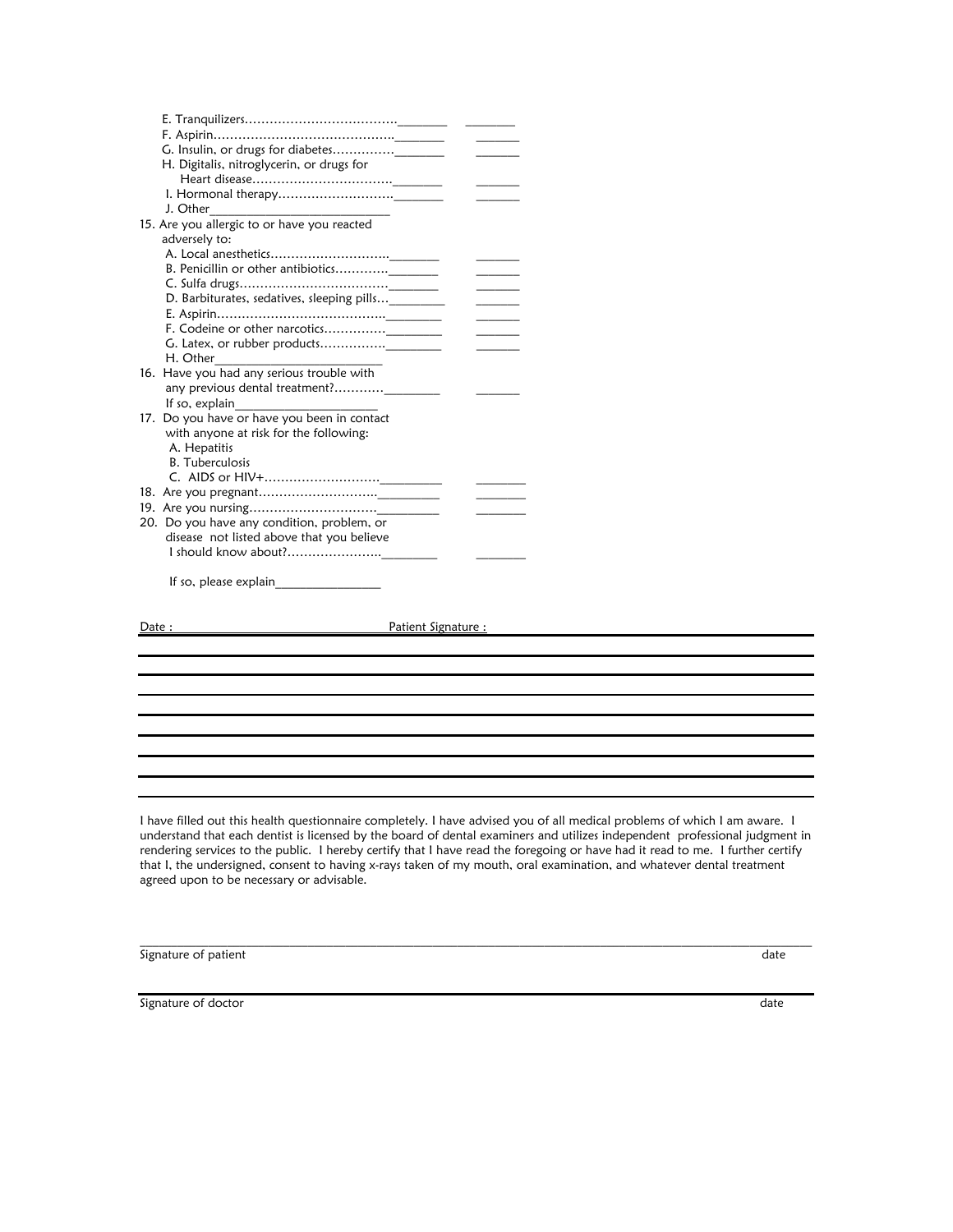E. Tranquilizers………………………………________ ________

F. Aspirin……………………………………..________ ________

G. Insulin, or drugs for diabetes……………________ ________

H. Digitalis, nitroglycerin, or drugs for Heart disease……………………………..________ ________

I. Hormonal therapy……………………….________ ________

J. Other__________________________

15. Are you allergic to or have you reacted adversely to:

A. Local anesthetics………………………..________ ________

B. Penicillin or other antibiotics…………..________ ________

C. Sulfa drugs………………………………________ ________

D. Barbiturates, sedatives, sleeping pills…________ ________

E. Aspirin…………………………………..________ ________

F. Codeine or other narcotics……………________ ________

G. Latex, or rubber products…………….________ ________

H. Other_________________________

16. Have you had any serious trouble with any previous dental treatment?…………________ ________

If so, explain_____________________

17. Do you have or have you been in contact with anyone at risk for the following:

A. Hepatitis

B. Tuberculosis

C. AIDS or HIV+……………………….________ ________

18. Are you pregnant………………………..________ ________

19. Are you nursing…………………………________ ________

20. Do you have any condition, problem, or disease not listed above that you believe I should know about?…………………..________ ________

If so, please explain________________

Date : ________________________ Patient Signature : ________________________

I have filled out this health questionnaire completely. I have advised you of all medical problems of which I am aware. I understand that each dentist is licensed by the board of dental examiners and utilizes independent professional judgment in rendering services to the public. I hereby certify that I have read the foregoing or have had it read to me. I further certify that I, the undersigned, consent to having x-rays taken of my mouth, oral examination, and whatever dental treatment agreed upon to be necessary or advisable.

______________________________________________________________________

Signature of patient date

______________________________________________________________________

Signature of doctor date